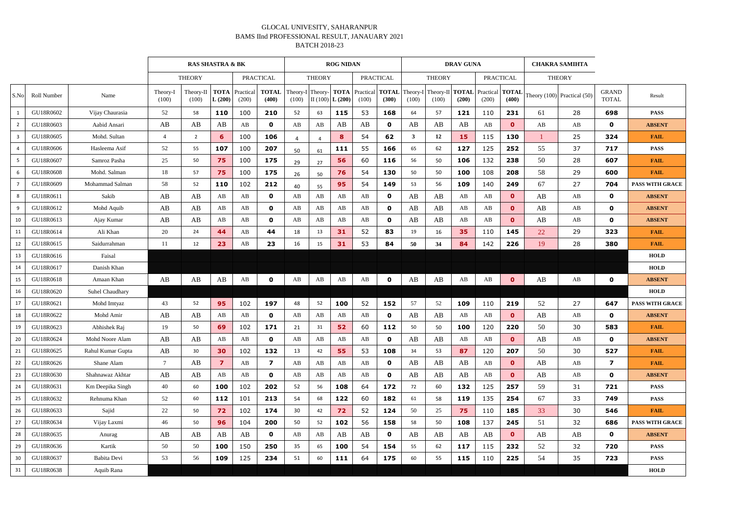GLOCAL UNIVESITY, SAHARANPUR
BAMS IInd PROFESSIONAL RESULT, JANAUARY 2021
BATCH 2018-23

| | | | RAS SHASTRA & BK | | | | | ROG NIDAN | | | | | DRAV GUNA | | | | | CHAKRA SAMIHTA | | | |
|---|---|---|---|---|---|---|---|---|---|---|---|---|---|---|---|---|---|---|---|---|---|
| | | | THEORY | | | PRACTICAL | | THEORY | | | PRACTICAL | | THEORY | | | PRACTICAL | | THEORY | | | |
| S.No | Roll Number | Name | Theory-I (100) | Theory-II (100) | TOTAL (200) | Practical (200) | TOTAL (400) | Theory-I (100) | Theory-II (100) | TOTAL (200) | Practical (100) | TOTAL (300) | Theory-I (100) | Theory-II (100) | TOTAL (200) | Practical (200) | TOTAL (400) | Theory (100) | Practical (50) | GRAND TOTAL | Result |
| 1 | GU18R0602 | Vijay Chaurasia | 52 | 58 | 110 | 100 | 210 | 52 | 63 | 115 | 53 | 168 | 64 | 57 | 121 | 110 | 231 | 61 | 28 | 698 | PASS |
| 2 | GU18R0603 | Aabid Ansari | AB | AB | AB | AB | 0 | AB | AB | AB | AB | 0 | AB | AB | AB | AB | 0 | AB | AB | 0 | ABSENT |
| 3 | GU18R0605 | Mohd. Sultan | 4 | 2 | 6 | 100 | 106 | 4 | 4 | 8 | 54 | 62 | 3 | 12 | 15 | 115 | 130 | 1 | 25 | 324 | FAIL |
| 4 | GU18R0606 | Hasleema Asif | 52 | 55 | 107 | 100 | 207 | 50 | 61 | 111 | 55 | 166 | 65 | 62 | 127 | 125 | 252 | 55 | 37 | 717 | PASS |
| 5 | GU18R0607 | Samroz Pasha | 25 | 50 | 75 | 100 | 175 | 29 | 27 | 56 | 60 | 116 | 56 | 50 | 106 | 132 | 238 | 50 | 28 | 607 | FAIL |
| 6 | GU18R0608 | Mohd. Salman | 18 | 57 | 75 | 100 | 175 | 26 | 50 | 76 | 54 | 130 | 50 | 50 | 100 | 108 | 208 | 58 | 29 | 600 | FAIL |
| 7 | GU18R0609 | Mohammad Salman | 58 | 52 | 110 | 102 | 212 | 40 | 55 | 95 | 54 | 149 | 53 | 56 | 109 | 140 | 249 | 67 | 27 | 704 | PASS WITH GRACE |
| 8 | GU18R0611 | Sakib | AB | AB | AB | AB | 0 | AB | AB | AB | AB | 0 | AB | AB | AB | AB | 0 | AB | AB | 0 | ABSENT |
| 9 | GU18R0612 | Mohd Aquib | AB | AB | AB | AB | 0 | AB | AB | AB | AB | 0 | AB | AB | AB | AB | 0 | AB | AB | 0 | ABSENT |
| 10 | GU18R0613 | Ajay Kumar | AB | AB | AB | AB | 0 | AB | AB | AB | AB | 0 | AB | AB | AB | AB | 0 | AB | AB | 0 | ABSENT |
| 11 | GU18R0614 | Ali Khan | 20 | 24 | 44 | AB | 44 | 18 | 13 | 31 | 52 | 83 | 19 | 16 | 35 | 110 | 145 | 22 | 29 | 323 | FAIL |
| 12 | GU18R0615 | Saidurrahman | 11 | 12 | 23 | AB | 23 | 16 | 15 | 31 | 53 | 84 | 50 | 34 | 84 | 142 | 226 | 19 | 28 | 380 | FAIL |
| 13 | GU18R0616 | Faisal | | | | | | | | | | | | | | | | | | | HOLD |
| 14 | GU18R0617 | Danish Khan | | | | | | | | | | | | | | | | | | | HOLD |
| 15 | GU18R0618 | Amaan Khan | AB | AB | AB | AB | 0 | AB | AB | AB | AB | 0 | AB | AB | AB | AB | 0 | AB | AB | 0 | ABSENT |
| 16 | GU18R0620 | Suhel Chaudhary | | | | | | | | | | | | | | | | | | | HOLD |
| 17 | GU18R0621 | Mohd Imtyaz | 43 | 52 | 95 | 102 | 197 | 48 | 52 | 100 | 52 | 152 | 57 | 52 | 109 | 110 | 219 | 52 | 27 | 647 | PASS WITH GRACE |
| 18 | GU18R0622 | Mohd Amir | AB | AB | AB | AB | 0 | AB | AB | AB | AB | 0 | AB | AB | AB | AB | 0 | AB | AB | 0 | ABSENT |
| 19 | GU18R0623 | Abhishek Raj | 19 | 50 | 69 | 102 | 171 | 21 | 31 | 52 | 60 | 112 | 50 | 50 | 100 | 120 | 220 | 50 | 30 | 583 | FAIL |
| 20 | GU18R0624 | Mohd Noore Alam | AB | AB | AB | AB | 0 | AB | AB | AB | AB | 0 | AB | AB | AB | AB | 0 | AB | AB | 0 | ABSENT |
| 21 | GU18R0625 | Rahul Kumar Gupta | AB | 30 | 30 | 102 | 132 | 13 | 42 | 55 | 53 | 108 | 34 | 53 | 87 | 120 | 207 | 50 | 30 | 527 | FAIL |
| 22 | GU18R0626 | Shane Alam | 7 | AB | 7 | AB | 7 | AB | AB | AB | AB | 0 | AB | AB | AB | AB | 0 | AB | AB | 7 | FAIL |
| 23 | GU18R0630 | Shahnawaz Akhtar | AB | AB | AB | AB | 0 | AB | AB | AB | AB | 0 | AB | AB | AB | AB | 0 | AB | AB | 0 | ABSENT |
| 24 | GU18R0631 | Km Deepika Singh | 40 | 60 | 100 | 102 | 202 | 52 | 56 | 108 | 64 | 172 | 72 | 60 | 132 | 125 | 257 | 59 | 31 | 721 | PASS |
| 25 | GU18R0632 | Rehnuma Khan | 52 | 60 | 112 | 101 | 213 | 54 | 68 | 122 | 60 | 182 | 61 | 58 | 119 | 135 | 254 | 67 | 33 | 749 | PASS |
| 26 | GU18R0633 | Sajid | 22 | 50 | 72 | 102 | 174 | 30 | 42 | 72 | 52 | 124 | 50 | 25 | 75 | 110 | 185 | 33 | 30 | 546 | FAIL |
| 27 | GU18R0634 | Vijay Laxmi | 46 | 50 | 96 | 104 | 200 | 50 | 52 | 102 | 56 | 158 | 58 | 50 | 108 | 137 | 245 | 51 | 32 | 686 | PASS WITH GRACE |
| 28 | GU18R0635 | Anurag | AB | AB | AB | AB | 0 | AB | AB | AB | AB | 0 | AB | AB | AB | AB | 0 | AB | AB | 0 | ABSENT |
| 29 | GU18R0636 | Kartik | 50 | 50 | 100 | 150 | 250 | 35 | 65 | 100 | 54 | 154 | 55 | 62 | 117 | 115 | 232 | 52 | 32 | 720 | PASS |
| 30 | GU18R0637 | Babita Devi | 53 | 56 | 109 | 125 | 234 | 51 | 60 | 111 | 64 | 175 | 60 | 55 | 115 | 110 | 225 | 54 | 35 | 723 | PASS |
| 31 | GU18R0638 | Aquib Rana | | | | | | | | | | | | | | | | | | | HOLD |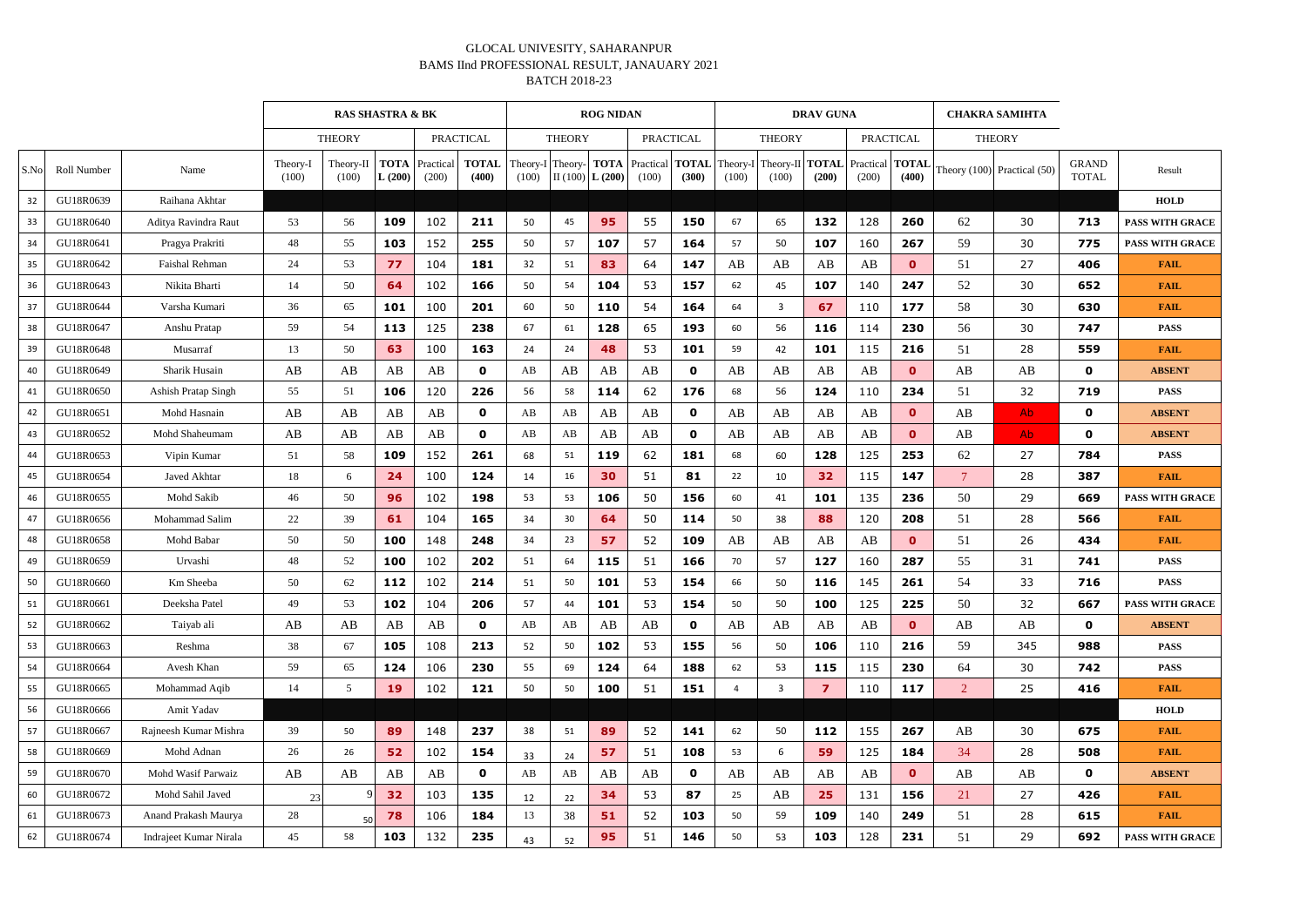GLOCAL UNIVESITY, SAHARANPUR
BAMS IInd PROFESSIONAL RESULT, JANAUARY 2021
BATCH 2018-23

| | | | RAS SHASTRA & BK | | | | | ROG NIDAN | | | | | DRAV GUNA | | | | | CHAKRA SAMIHTA | | | |
|---|---|---|---|---|---|---|---|---|---|---|---|---|---|---|---|---|---|---|---|---|---|
| | | | THEORY | | | PRACTICAL | | THEORY | | | PRACTICAL | | THEORY | | | PRACTICAL | | THEORY | | | |
| S.No | Roll Number | Name | Theory-I (100) | Theory-II (100) | TOTAL (200) | Practical (200) | TOTAL (400) | Theory-I (100) | Theory-II (100) | TOTAL (200) | Practical (100) | TOTAL (300) | Theory-I (100) | Theory-II (100) | TOTAL (200) | Practical (200) | TOTAL (400) | Theory (100) | Practical (50) | GRAND TOTAL | Result |
| 32 | GU18R0639 | Raihana Akhtar | | | | | | | | | | | | | | | | | | | HOLD |
| 33 | GU18R0640 | Aditya Ravindra Raut | 53 | 56 | 109 | 102 | 211 | 50 | 45 | 95 | 55 | 150 | 67 | 65 | 132 | 128 | 260 | 62 | 30 | 713 | PASS WITH GRACE |
| 34 | GU18R0641 | Pragya Prakriti | 48 | 55 | 103 | 152 | 255 | 50 | 57 | 107 | 57 | 164 | 57 | 50 | 107 | 160 | 267 | 59 | 30 | 775 | PASS WITH GRACE |
| 35 | GU18R0642 | Faishal Rehman | 24 | 53 | 77 | 104 | 181 | 32 | 51 | 83 | 64 | 147 | AB | AB | AB | AB | 0 | 51 | 27 | 406 | FAIL |
| 36 | GU18R0643 | Nikita Bharti | 14 | 50 | 64 | 102 | 166 | 50 | 54 | 104 | 53 | 157 | 62 | 45 | 107 | 140 | 247 | 52 | 30 | 652 | FAIL |
| 37 | GU18R0644 | Varsha Kumari | 36 | 65 | 101 | 100 | 201 | 60 | 50 | 110 | 54 | 164 | 64 | 3 | 67 | 110 | 177 | 58 | 30 | 630 | FAIL |
| 38 | GU18R0647 | Anshu Pratap | 59 | 54 | 113 | 125 | 238 | 67 | 61 | 128 | 65 | 193 | 60 | 56 | 116 | 114 | 230 | 56 | 30 | 747 | PASS |
| 39 | GU18R0648 | Musarraf | 13 | 50 | 63 | 100 | 163 | 24 | 24 | 48 | 53 | 101 | 59 | 42 | 101 | 115 | 216 | 51 | 28 | 559 | FAIL |
| 40 | GU18R0649 | Sharik Husain | AB | AB | AB | AB | 0 | AB | AB | AB | AB | 0 | AB | AB | AB | AB | 0 | AB | AB | 0 | ABSENT |
| 41 | GU18R0650 | Ashish Pratap Singh | 55 | 51 | 106 | 120 | 226 | 56 | 58 | 114 | 62 | 176 | 68 | 56 | 124 | 110 | 234 | 51 | 32 | 719 | PASS |
| 42 | GU18R0651 | Mohd Hasnain | AB | AB | AB | AB | 0 | AB | AB | AB | AB | 0 | AB | AB | AB | AB | 0 | AB | Ab | 0 | ABSENT |
| 43 | GU18R0652 | Mohd Shaheumam | AB | AB | AB | AB | 0 | AB | AB | AB | AB | 0 | AB | AB | AB | AB | 0 | AB | Ab | 0 | ABSENT |
| 44 | GU18R0653 | Vipin Kumar | 51 | 58 | 109 | 152 | 261 | 68 | 51 | 119 | 62 | 181 | 68 | 60 | 128 | 125 | 253 | 62 | 27 | 784 | PASS |
| 45 | GU18R0654 | Javed Akhtar | 18 | 6 | 24 | 100 | 124 | 14 | 16 | 30 | 51 | 81 | 22 | 10 | 32 | 115 | 147 | 7 | 28 | 387 | FAIL |
| 46 | GU18R0655 | Mohd Sakib | 46 | 50 | 96 | 102 | 198 | 53 | 53 | 106 | 50 | 156 | 60 | 41 | 101 | 135 | 236 | 50 | 29 | 669 | PASS WITH GRACE |
| 47 | GU18R0656 | Mohammad Salim | 22 | 39 | 61 | 104 | 165 | 34 | 30 | 64 | 50 | 114 | 50 | 38 | 88 | 120 | 208 | 51 | 28 | 566 | FAIL |
| 48 | GU18R0658 | Mohd Babar | 50 | 50 | 100 | 148 | 248 | 34 | 23 | 57 | 52 | 109 | AB | AB | AB | AB | 0 | 51 | 26 | 434 | FAIL |
| 49 | GU18R0659 | Urvashi | 48 | 52 | 100 | 102 | 202 | 51 | 64 | 115 | 51 | 166 | 70 | 57 | 127 | 160 | 287 | 55 | 31 | 741 | PASS |
| 50 | GU18R0660 | Km Sheeba | 50 | 62 | 112 | 102 | 214 | 51 | 50 | 101 | 53 | 154 | 66 | 50 | 116 | 145 | 261 | 54 | 33 | 716 | PASS |
| 51 | GU18R0661 | Deeksha Patel | 49 | 53 | 102 | 104 | 206 | 57 | 44 | 101 | 53 | 154 | 50 | 50 | 100 | 125 | 225 | 50 | 32 | 667 | PASS WITH GRACE |
| 52 | GU18R0662 | Taiyab ali | AB | AB | AB | AB | 0 | AB | AB | AB | AB | 0 | AB | AB | AB | AB | 0 | AB | AB | 0 | ABSENT |
| 53 | GU18R0663 | Reshma | 38 | 67 | 105 | 108 | 213 | 52 | 50 | 102 | 53 | 155 | 56 | 50 | 106 | 110 | 216 | 59 | 345 | 988 | PASS |
| 54 | GU18R0664 | Avesh Khan | 59 | 65 | 124 | 106 | 230 | 55 | 69 | 124 | 64 | 188 | 62 | 53 | 115 | 115 | 230 | 64 | 30 | 742 | PASS |
| 55 | GU18R0665 | Mohammad Aqib | 14 | 5 | 19 | 102 | 121 | 50 | 50 | 100 | 51 | 151 | 4 | 3 | 7 | 110 | 117 | 2 | 25 | 416 | FAIL |
| 56 | GU18R0666 | Amit Yadav | | | | | | | | | | | | | | | | | | | HOLD |
| 57 | GU18R0667 | Rajneesh Kumar Mishra | 39 | 50 | 89 | 148 | 237 | 38 | 51 | 89 | 52 | 141 | 62 | 50 | 112 | 155 | 267 | AB | 30 | 675 | FAIL |
| 58 | GU18R0669 | Mohd Adnan | 26 | 26 | 52 | 102 | 154 | 33 | 24 | 57 | 51 | 108 | 53 | 6 | 59 | 125 | 184 | 34 | 28 | 508 | FAIL |
| 59 | GU18R0670 | Mohd Wasif Parwaiz | AB | AB | AB | AB | 0 | AB | AB | AB | AB | 0 | AB | AB | AB | AB | 0 | AB | AB | 0 | ABSENT |
| 60 | GU18R0672 | Mohd Sahil Javed | 23 | 9 | 32 | 103 | 135 | 12 | 22 | 34 | 53 | 87 | 25 | AB | 25 | 131 | 156 | 21 | 27 | 426 | FAIL |
| 61 | GU18R0673 | Anand Prakash Maurya | 28 | 50 | 78 | 106 | 184 | 13 | 38 | 51 | 52 | 103 | 50 | 59 | 109 | 140 | 249 | 51 | 28 | 615 | FAIL |
| 62 | GU18R0674 | Indrajeet Kumar Nirala | 45 | 58 | 103 | 132 | 235 | 43 | 52 | 95 | 51 | 146 | 50 | 53 | 103 | 128 | 231 | 51 | 29 | 692 | PASS WITH GRACE |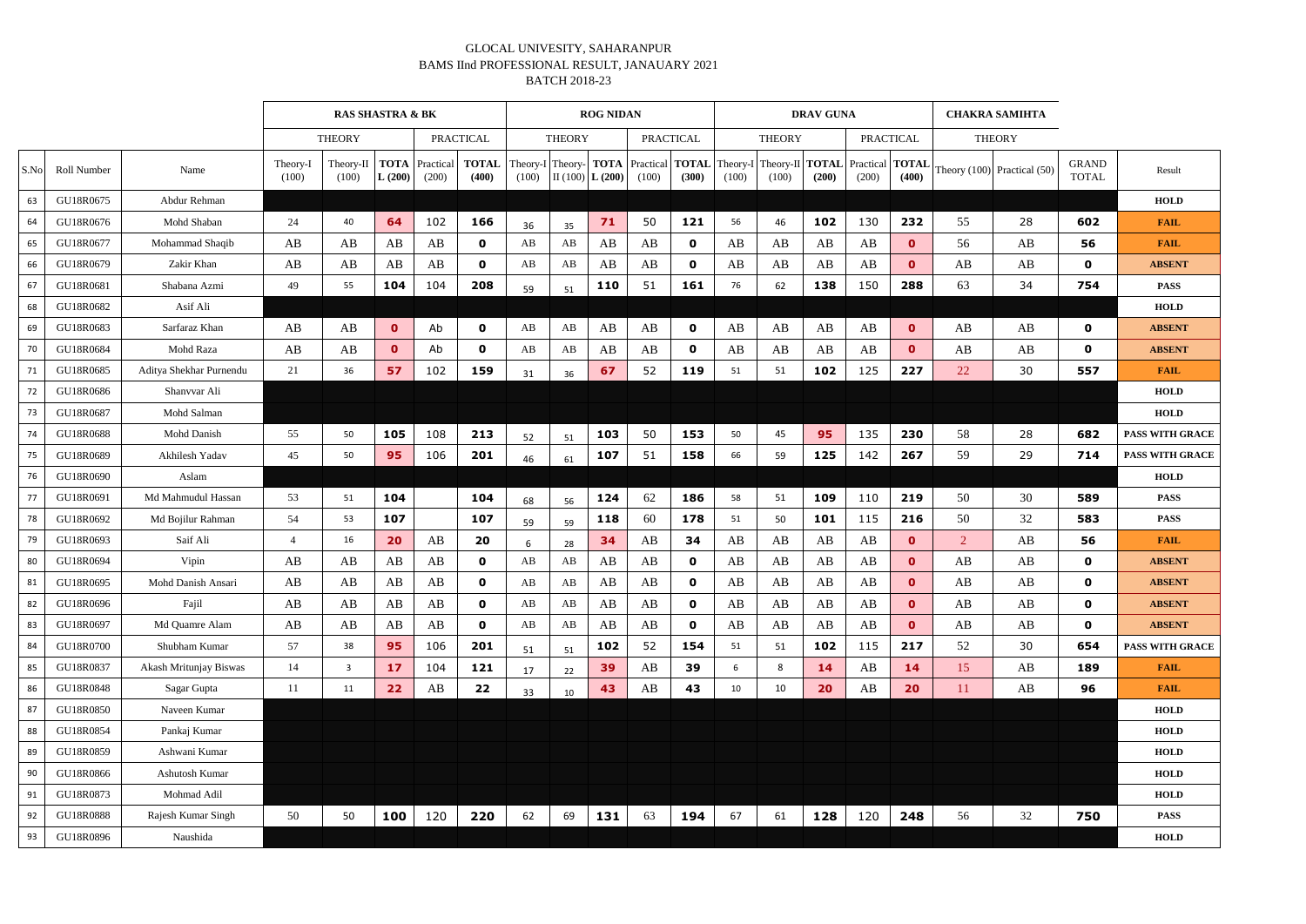GLOCAL UNIVESITY, SAHARANPUR
BAMS IInd PROFESSIONAL RESULT, JANAUARY 2021
BATCH 2018-23

| | | | RAS SHASTRA & BK | | | | | ROG NIDAN | | | | | DRAV GUNA | | | | | CHAKRA SAMIHTA | | | |
|---|---|---|---|---|---|---|---|---|---|---|---|---|---|---|---|---|---|---|---|---|---|
| | | | THEORY | | | PRACTICAL | | THEORY | | | PRACTICAL | | THEORY | | | PRACTICAL | | THEORY | | | |
| S.No | Roll Number | Name | Theory-I (100) | Theory-II (100) | TOTAL (200) | Practical (200) | TOTAL (400) | Theory-I (100) | Theory-II (100) | TOTAL (200) | Practical (100) | TOTAL (300) | Theory-I (100) | Theory-II (100) | TOTAL (200) | Practical (200) | TOTAL (400) | Theory (100) | Practical (50) | GRAND TOTAL | Result |
| 63 | GU18R0675 | Abdur Rehman | | | | | | | | | | | | | | | | | | | HOLD |
| 64 | GU18R0676 | Mohd Shaban | 24 | 40 | 64 | 102 | 166 | 36 | 35 | 71 | 50 | 121 | 56 | 46 | 102 | 130 | 232 | 55 | 28 | 602 | FAIL |
| 65 | GU18R0677 | Mohammad Shaqib | AB | AB | AB | AB | 0 | AB | AB | AB | AB | 0 | AB | AB | AB | AB | 0 | 56 | AB | 56 | FAIL |
| 66 | GU18R0679 | Zakir Khan | AB | AB | AB | AB | 0 | AB | AB | AB | AB | 0 | AB | AB | AB | AB | 0 | AB | AB | 0 | ABSENT |
| 67 | GU18R0681 | Shabana Azmi | 49 | 55 | 104 | 104 | 208 | 59 | 51 | 110 | 51 | 161 | 76 | 62 | 138 | 150 | 288 | 63 | 34 | 754 | PASS |
| 68 | GU18R0682 | Asif Ali | | | | | | | | | | | | | | | | | | | HOLD |
| 69 | GU18R0683 | Sarfaraz Khan | AB | AB | 0 | Ab | 0 | AB | AB | AB | AB | 0 | AB | AB | AB | AB | 0 | AB | AB | 0 | ABSENT |
| 70 | GU18R0684 | Mohd Raza | AB | AB | 0 | Ab | 0 | AB | AB | AB | AB | 0 | AB | AB | AB | AB | 0 | AB | AB | 0 | ABSENT |
| 71 | GU18R0685 | Aditya Shekhar Purnendu | 21 | 36 | 57 | 102 | 159 | 31 | 36 | 67 | 52 | 119 | 51 | 51 | 102 | 125 | 227 | 22 | 30 | 557 | FAIL |
| 72 | GU18R0686 | Shanvvar Ali | | | | | | | | | | | | | | | | | | | HOLD |
| 73 | GU18R0687 | Mohd Salman | | | | | | | | | | | | | | | | | | | HOLD |
| 74 | GU18R0688 | Mohd Danish | 55 | 50 | 105 | 108 | 213 | 52 | 51 | 103 | 50 | 153 | 50 | 45 | 95 | 135 | 230 | 58 | 28 | 682 | PASS WITH GRACE |
| 75 | GU18R0689 | Akhilesh Yadav | 45 | 50 | 95 | 106 | 201 | 46 | 61 | 107 | 51 | 158 | 66 | 59 | 125 | 142 | 267 | 59 | 29 | 714 | PASS WITH GRACE |
| 76 | GU18R0690 | Aslam | | | | | | | | | | | | | | | | | | | HOLD |
| 77 | GU18R0691 | Md Mahmudul Hassan | 53 | 51 | 104 | | 104 | 68 | 56 | 124 | 62 | 186 | 58 | 51 | 109 | 110 | 219 | 50 | 30 | 589 | PASS |
| 78 | GU18R0692 | Md Bojilur Rahman | 54 | 53 | 107 | | 107 | 59 | 59 | 118 | 60 | 178 | 51 | 50 | 101 | 115 | 216 | 50 | 32 | 583 | PASS |
| 79 | GU18R0693 | Saif Ali | 4 | 16 | 20 | AB | 20 | 6 | 28 | 34 | AB | 34 | AB | AB | AB | AB | 0 | 2 | AB | 56 | FAIL |
| 80 | GU18R0694 | Vipin | AB | AB | AB | AB | 0 | AB | AB | AB | AB | 0 | AB | AB | AB | AB | 0 | AB | AB | 0 | ABSENT |
| 81 | GU18R0695 | Mohd Danish Ansari | AB | AB | AB | AB | 0 | AB | AB | AB | AB | 0 | AB | AB | AB | AB | 0 | AB | AB | 0 | ABSENT |
| 82 | GU18R0696 | Fajil | AB | AB | AB | AB | 0 | AB | AB | AB | AB | 0 | AB | AB | AB | AB | 0 | AB | AB | 0 | ABSENT |
| 83 | GU18R0697 | Md Quamre Alam | AB | AB | AB | AB | 0 | AB | AB | AB | AB | 0 | AB | AB | AB | AB | 0 | AB | AB | 0 | ABSENT |
| 84 | GU18R0700 | Shubham Kumar | 57 | 38 | 95 | 106 | 201 | 51 | 51 | 102 | 52 | 154 | 51 | 51 | 102 | 115 | 217 | 52 | 30 | 654 | PASS WITH GRACE |
| 85 | GU18R0837 | Akash Mritunjay Biswas | 14 | 3 | 17 | 104 | 121 | 17 | 22 | 39 | AB | 39 | 6 | 8 | 14 | AB | 14 | 15 | AB | 189 | FAIL |
| 86 | GU18R0848 | Sagar Gupta | 11 | 11 | 22 | AB | 22 | 33 | 10 | 43 | AB | 43 | 10 | 10 | 20 | AB | 20 | 11 | AB | 96 | FAIL |
| 87 | GU18R0850 | Naveen Kumar | | | | | | | | | | | | | | | | | | | HOLD |
| 88 | GU18R0854 | Pankaj Kumar | | | | | | | | | | | | | | | | | | | HOLD |
| 89 | GU18R0859 | Ashwani Kumar | | | | | | | | | | | | | | | | | | | HOLD |
| 90 | GU18R0866 | Ashutosh Kumar | | | | | | | | | | | | | | | | | | | HOLD |
| 91 | GU18R0873 | Mohmad Adil | | | | | | | | | | | | | | | | | | | HOLD |
| 92 | GU18R0888 | Rajesh Kumar Singh | 50 | 50 | 100 | 120 | 220 | 62 | 69 | 131 | 63 | 194 | 67 | 61 | 128 | 120 | 248 | 56 | 32 | 750 | PASS |
| 93 | GU18R0896 | Naushida | | | | | | | | | | | | | | | | | | | HOLD |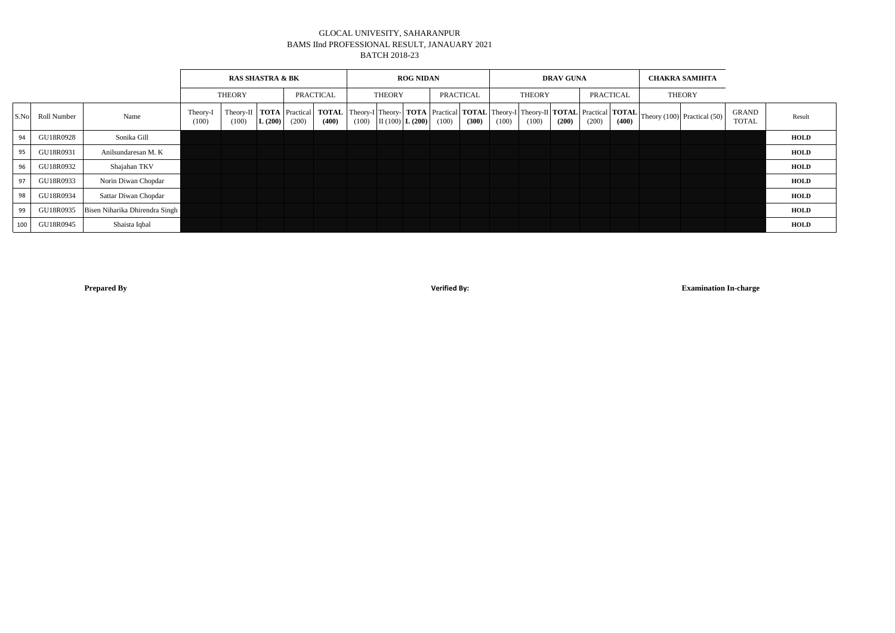GLOCAL UNIVESITY, SAHARANPUR

BAMS IInd PROFESSIONAL RESULT, JANAUARY 2021

BATCH 2018-23

| | | | RAS SHASTRA & BK | | | | | ROG NIDAN | | | | | DRAV GUNA | | | | | CHAKRA SAMIHTA | | | |
|---|---|---|---|---|---|---|---|---|---|---|---|---|---|---|---|---|---|---|---|---|---|
| | | | THEORY | | | PRACTICAL | | THEORY | | | PRACTICAL | | THEORY | | | PRACTICAL | | THEORY | | | |
| S.No | Roll Number | Name | Theory-I (100) | Theory-II (100) | TOTAL (200) | Practical (200) | TOTAL (400) | Theory-I (100) | Theory-II (100) | TOTAL (200) | Practical (100) | TOTAL (300) | Theory-I (100) | Theory-II (100) | TOTAL (200) | Practical (200) | TOTAL (400) | Theory (100) | Practical (50) | GRAND TOTAL | Result |
| 94 | GU18R0928 | Sonika Gill | | | | | | | | | | | | | | | | | | | **HOLD** |
| 95 | GU18R0931 | Anilsundaresan M. K | | | | | | | | | | | | | | | | | | | **HOLD** |
| 96 | GU18R0932 | Shajahan TKV | | | | | | | | | | | | | | | | | | | **HOLD** |
| 97 | GU18R0933 | Norin Diwan Chopdar | | | | | | | | | | | | | | | | | | | **HOLD** |
| 98 | GU18R0934 | Sattar Diwan Chopdar | | | | | | | | | | | | | | | | | | | **HOLD** |
| 99 | GU18R0935 | Bisen Niharika Dhirendra Singh | | | | | | | | | | | | | | | | | | | **HOLD** |
| 100 | GU18R0945 | Shaista Iqbal | | | | | | | | | | | | | | | | | | | **HOLD** |

**Prepared By** **Verified By:** **Examination In-charge**